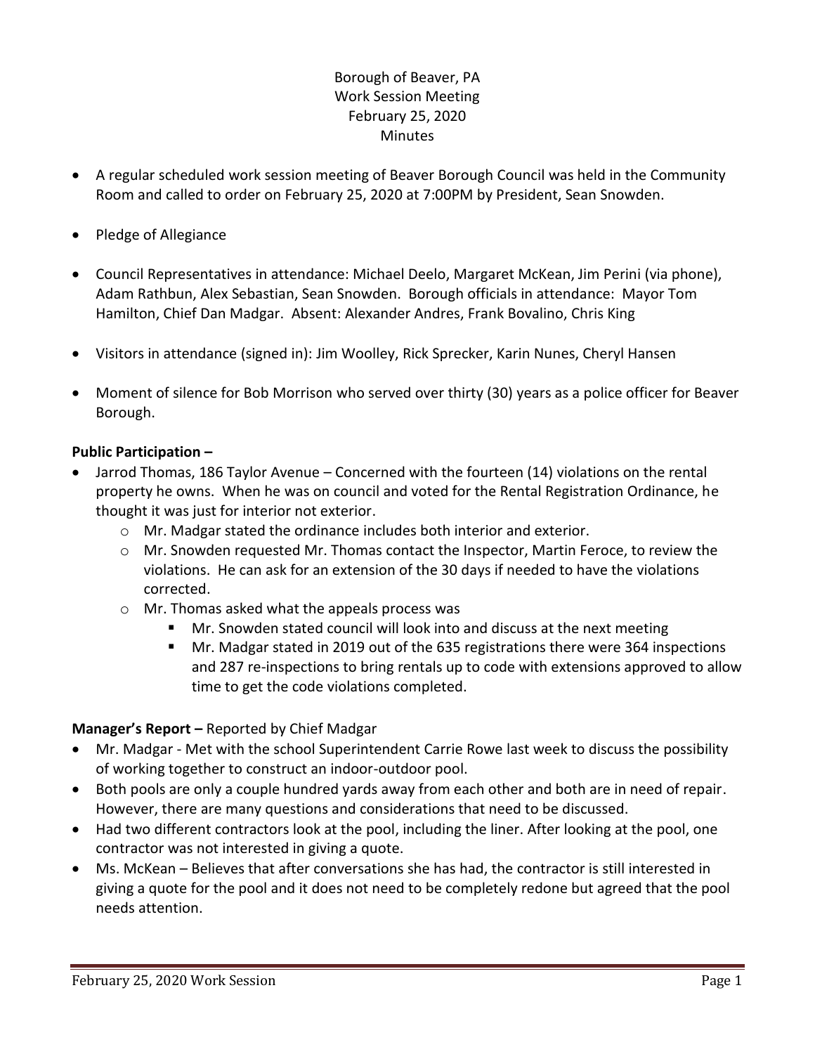Borough of Beaver, PA
Work Session Meeting
February 25, 2020
Minutes

- A regular scheduled work session meeting of Beaver Borough Council was held in the Community Room and called to order on February 25, 2020 at 7:00PM by President, Sean Snowden.
- Pledge of Allegiance
- Council Representatives in attendance: Michael Deelo, Margaret McKean, Jim Perini (via phone), Adam Rathbun, Alex Sebastian, Sean Snowden. Borough officials in attendance: Mayor Tom Hamilton, Chief Dan Madgar. Absent: Alexander Andres, Frank Bovalino, Chris King
- Visitors in attendance (signed in): Jim Woolley, Rick Sprecker, Karin Nunes, Cheryl Hansen
- Moment of silence for Bob Morrison who served over thirty (30) years as a police officer for Beaver Borough.

**Public Participation –**

- Jarrod Thomas, 186 Taylor Avenue – Concerned with the fourteen (14) violations on the rental property he owns. When he was on council and voted for the Rental Registration Ordinance, he thought it was just for interior not exterior.
  - Mr. Madgar stated the ordinance includes both interior and exterior.
  - Mr. Snowden requested Mr. Thomas contact the Inspector, Martin Feroce, to review the violations. He can ask for an extension of the 30 days if needed to have the violations corrected.
  - Mr. Thomas asked what the appeals process was
    - Mr. Snowden stated council will look into and discuss at the next meeting
    - Mr. Madgar stated in 2019 out of the 635 registrations there were 364 inspections and 287 re-inspections to bring rentals up to code with extensions approved to allow time to get the code violations completed.

**Manager's Report –** Reported by Chief Madgar

- Mr. Madgar - Met with the school Superintendent Carrie Rowe last week to discuss the possibility of working together to construct an indoor-outdoor pool.
- Both pools are only a couple hundred yards away from each other and both are in need of repair. However, there are many questions and considerations that need to be discussed.
- Had two different contractors look at the pool, including the liner. After looking at the pool, one contractor was not interested in giving a quote.
- Ms. McKean – Believes that after conversations she has had, the contractor is still interested in giving a quote for the pool and it does not need to be completely redone but agreed that the pool needs attention.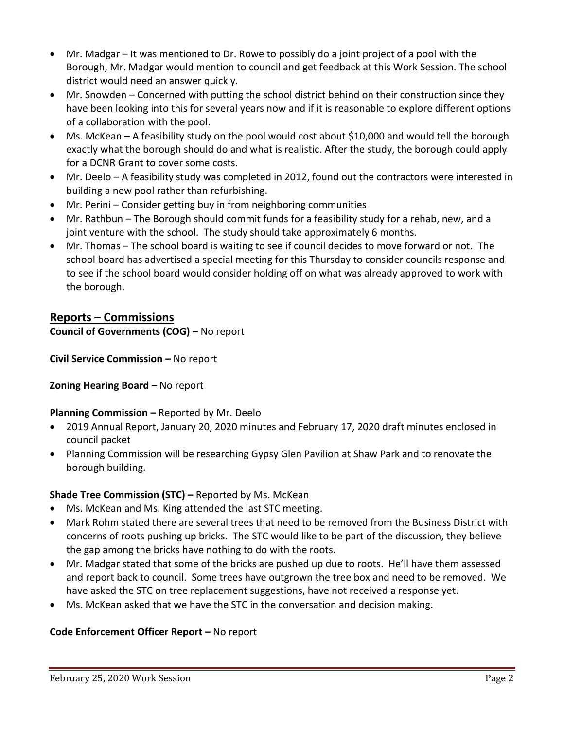- Mr. Madgar – It was mentioned to Dr. Rowe to possibly do a joint project of a pool with the Borough, Mr. Madgar would mention to council and get feedback at this Work Session. The school district would need an answer quickly.
- Mr. Snowden – Concerned with putting the school district behind on their construction since they have been looking into this for several years now and if it is reasonable to explore different options of a collaboration with the pool.
- Ms. McKean – A feasibility study on the pool would cost about $10,000 and would tell the borough exactly what the borough should do and what is realistic. After the study, the borough could apply for a DCNR Grant to cover some costs.
- Mr. Deelo – A feasibility study was completed in 2012, found out the contractors were interested in building a new pool rather than refurbishing.
- Mr. Perini – Consider getting buy in from neighboring communities
- Mr. Rathbun – The Borough should commit funds for a feasibility study for a rehab, new, and a joint venture with the school. The study should take approximately 6 months.
- Mr. Thomas – The school board is waiting to see if council decides to move forward or not. The school board has advertised a special meeting for this Thursday to consider councils response and to see if the school board would consider holding off on what was already approved to work with the borough.

## Reports – Commissions

**Council of Governments (COG) –** No report

**Civil Service Commission –** No report

**Zoning Hearing Board –** No report

**Planning Commission –** Reported by Mr. Deelo

- 2019 Annual Report, January 20, 2020 minutes and February 17, 2020 draft minutes enclosed in council packet
- Planning Commission will be researching Gypsy Glen Pavilion at Shaw Park and to renovate the borough building.

**Shade Tree Commission (STC) –** Reported by Ms. McKean

- Ms. McKean and Ms. King attended the last STC meeting.
- Mark Rohm stated there are several trees that need to be removed from the Business District with concerns of roots pushing up bricks. The STC would like to be part of the discussion, they believe the gap among the bricks have nothing to do with the roots.
- Mr. Madgar stated that some of the bricks are pushed up due to roots. He'll have them assessed and report back to council. Some trees have outgrown the tree box and need to be removed. We have asked the STC on tree replacement suggestions, have not received a response yet.
- Ms. McKean asked that we have the STC in the conversation and decision making.

**Code Enforcement Officer Report –** No report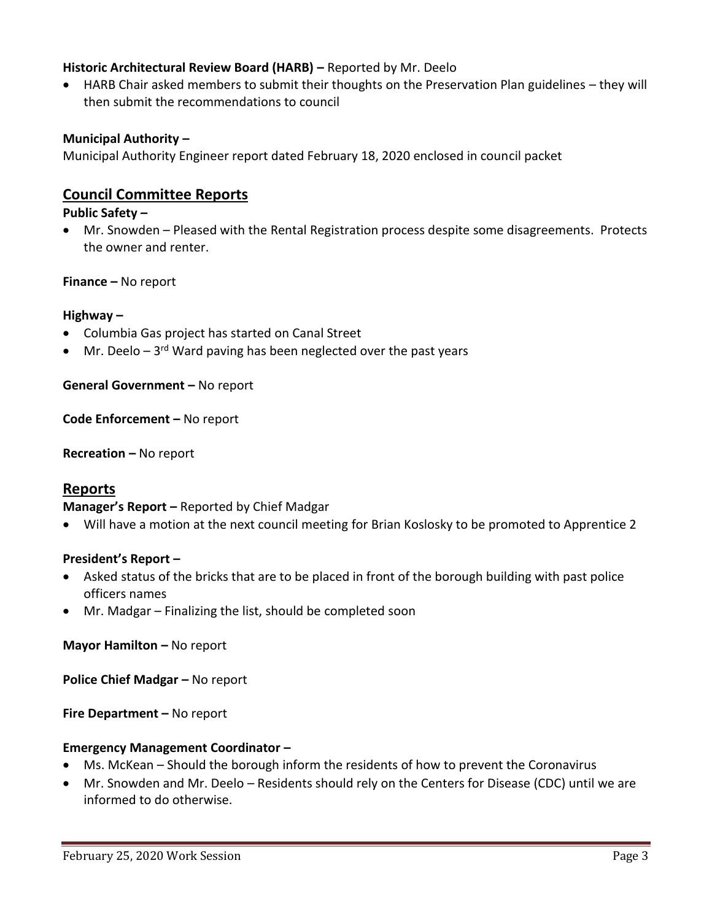**Historic Architectural Review Board (HARB) –** Reported by Mr. Deelo

- HARB Chair asked members to submit their thoughts on the Preservation Plan guidelines – they will then submit the recommendations to council

**Municipal Authority –**

Municipal Authority Engineer report dated February 18, 2020 enclosed in council packet

## Council Committee Reports

**Public Safety –**

- Mr. Snowden – Pleased with the Rental Registration process despite some disagreements. Protects the owner and renter.

**Finance –** No report

**Highway –**

- Columbia Gas project has started on Canal Street
- Mr. Deelo – 3rd Ward paving has been neglected over the past years

**General Government –** No report

**Code Enforcement –** No report

**Recreation –** No report

## Reports

**Manager's Report –** Reported by Chief Madgar

- Will have a motion at the next council meeting for Brian Koslosky to be promoted to Apprentice 2

**President's Report –**

- Asked status of the bricks that are to be placed in front of the borough building with past police officers names
- Mr. Madgar – Finalizing the list, should be completed soon

**Mayor Hamilton –** No report

**Police Chief Madgar –** No report

**Fire Department –** No report

**Emergency Management Coordinator –**

- Ms. McKean – Should the borough inform the residents of how to prevent the Coronavirus
- Mr. Snowden and Mr. Deelo – Residents should rely on the Centers for Disease (CDC) until we are informed to do otherwise.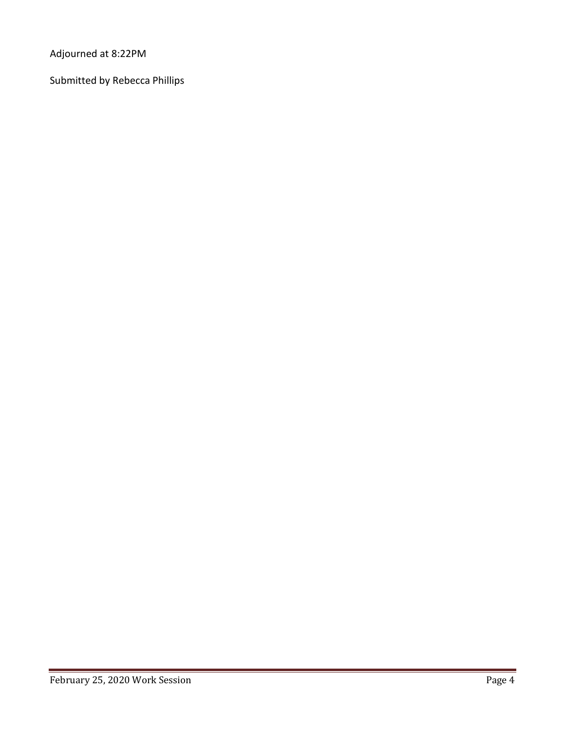Adjourned at 8:22PM

Submitted by Rebecca Phillips